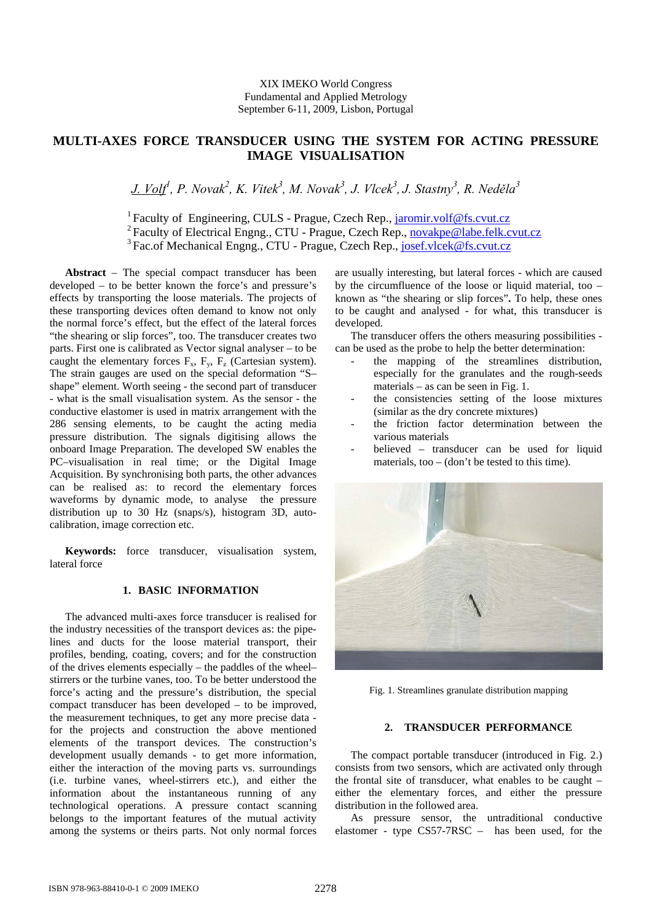XIX IMEKO World Congress
Fundamental and Applied Metrology
September 6-11, 2009, Lisbon, Portugal

# MULTI-AXES FORCE TRANSDUCER USING THE SYSTEM FOR ACTING PRESSURE IMAGE VISUALISATION

*J. Volf*[1]*, P. Novak*[2]*, K. Vitek*[3]*, M. Novak*[3]*, J. Vlcek*[3]*, J. Stastny*[3]*, R. Neděla*[3]

[1] Faculty of Engineering, CULS - Prague, Czech Rep., jaromir.volf@fs.cvut.cz
[2] Faculty of Electrical Engng., CTU - Prague, Czech Rep., novakpe@labe.felk.cvut.cz
[3] Fac.of Mechanical Engng., CTU - Prague, Czech Rep., josef.vlcek@fs.cvut.cz

**Abstract** – The special compact transducer has been developed – to be better known the force's and pressure's effects by transporting the loose materials. The projects of these transporting devices often demand to know not only the normal force's effect, but the effect of the lateral forces "the shearing or slip forces", too. The transducer creates two parts. First one is calibrated as Vector signal analyser – to be caught the elementary forces $F_x$, $F_y$, $F_z$ (Cartesian system). The strain gauges are used on the special deformation "S–shape" element. Worth seeing - the second part of transducer - what is the small visualisation system. As the sensor - the conductive elastomer is used in matrix arrangement with the 286 sensing elements, to be caught the acting media pressure distribution. The signals digitising allows the onboard Image Preparation. The developed SW enables the PC–visualisation in real time; or the Digital Image Acquisition. By synchronising both parts, the other advances can be realised as: to record the elementary forces waveforms by dynamic mode, to analyse the pressure distribution up to 30 Hz (snaps/s), histogram 3D, auto-calibration, image correction etc.

**Keywords:** force transducer, visualisation system, lateral force

## 1. BASIC INFORMATION

The advanced multi-axes force transducer is realised for the industry necessities of the transport devices as: the pipe-lines and ducts for the loose material transport, their profiles, bending, coating, covers; and for the construction of the drives elements especially – the paddles of the wheel–stirrers or the turbine vanes, too. To be better understood the force's acting and the pressure's distribution, the special compact transducer has been developed – to be improved, the measurement techniques, to get any more precise data - for the projects and construction the above mentioned elements of the transport devices. The construction's development usually demands - to get more information, either the interaction of the moving parts vs. surroundings (i.e. turbine vanes, wheel-stirrers etc.), and either the information about the instantaneous running of any technological operations. A pressure contact scanning belongs to the important features of the mutual activity among the systems or theirs parts. Not only normal forces are usually interesting, but lateral forces - which are caused by the circumfluence of the loose or liquid material, too – known as "the shearing or slip forces**"**. To help, these ones to be caught and analysed - for what, this transducer is developed.

The transducer offers the others measuring possibilities - can be used as the probe to help the better determination:

- the mapping of the streamlines distribution, especially for the granulates and the rough-seeds materials – as can be seen in Fig. 1.
- the consistencies setting of the loose mixtures (similar as the dry concrete mixtures)
- the friction factor determination between the various materials
- believed – transducer can be used for liquid materials, too – (don't be tested to this time).

Fig. 1. Streamlines granulate distribution mapping

## 2. TRANSDUCER PERFORMANCE

The compact portable transducer (introduced in Fig. 2.) consists from two sensors, which are activated only through the frontal site of transducer, what enables to be caught – either the elementary forces, and either the pressure distribution in the followed area.

As pressure sensor, the untraditional conductive elastomer - type CS57-7RSC – has been used, for the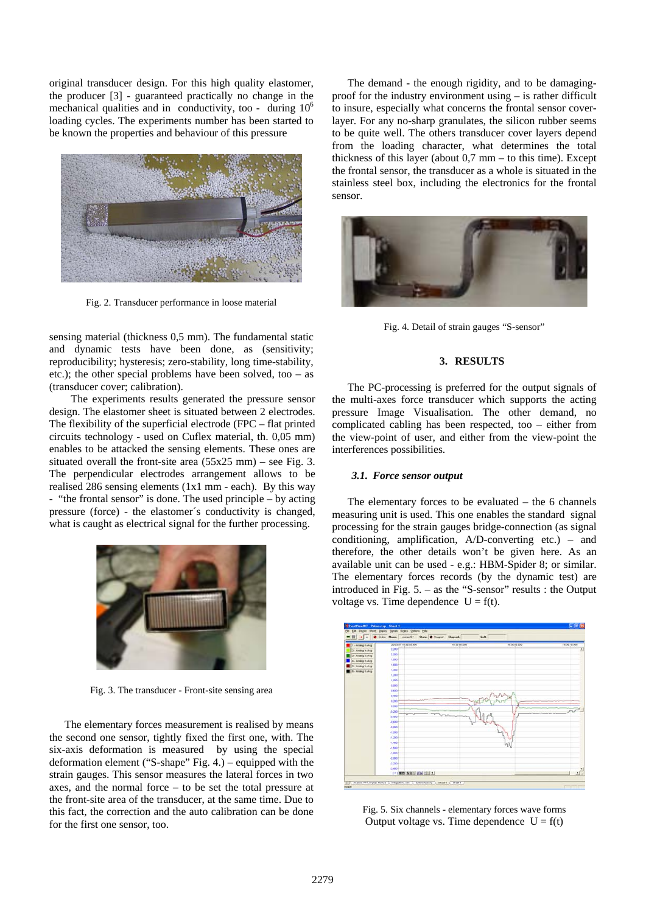original transducer design. For this high quality elastomer, the producer [3] - guaranteed practically no change in the mechanical qualities and in conductivity, too - during $10^6$ loading cycles. The experiments number has been started to be known the properties and behaviour of this pressure

Fig. 2. Transducer performance in loose material

sensing material (thickness 0,5 mm). The fundamental static and dynamic tests have been done, as (sensitivity; reproducibility; hysteresis; zero-stability, long time-stability, etc.); the other special problems have been solved, too – as (transducer cover; calibration).

The experiments results generated the pressure sensor design. The elastomer sheet is situated between 2 electrodes. The flexibility of the superficial electrode (FPC – flat printed circuits technology - used on Cuflex material, th. 0,05 mm) enables to be attacked the sensing elements. These ones are situated overall the front-site area (55x25 mm) – see Fig. 3. The perpendicular electrodes arrangement allows to be realised 286 sensing elements (1x1 mm - each). By this way - "the frontal sensor" is done. The used principle – by acting pressure (force) - the elastomer´s conductivity is changed, what is caught as electrical signal for the further processing.

Fig. 3. The transducer - Front-site sensing area

The elementary forces measurement is realised by means the second one sensor, tightly fixed the first one, with. The six-axis deformation is measured by using the special deformation element ("S-shape" Fig. 4.) – equipped with the strain gauges. This sensor measures the lateral forces in two axes, and the normal force – to be set the total pressure at the front-site area of the transducer, at the same time. Due to this fact, the correction and the auto calibration can be done for the first one sensor, too.

The demand - the enough rigidity, and to be damaging-proof for the industry environment using – is rather difficult to insure, especially what concerns the frontal sensor cover-layer. For any no-sharp granulates, the silicon rubber seems to be quite well. The others transducer cover layers depend from the loading character, what determines the total thickness of this layer (about 0,7 mm – to this time). Except the frontal sensor, the transducer as a whole is situated in the stainless steel box, including the electronics for the frontal sensor.

Fig. 4. Detail of strain gauges "S-sensor"

## 3. RESULTS

The PC-processing is preferred for the output signals of the multi-axes force transducer which supports the acting pressure Image Visualisation. The other demand, no complicated cabling has been respected, too – either from the view-point of user, and either from the view-point the interferences possibilities.

### *3.1. Force sensor output*

The elementary forces to be evaluated – the 6 channels measuring unit is used. This one enables the standard signal processing for the strain gauges bridge-connection (as signal conditioning, amplification, A/D-converting etc.) – and therefore, the other details won't be given here. As an available unit can be used - e.g.: HBM-Spider 8; or similar. The elementary forces records (by the dynamic test) are introduced in Fig. 5. – as the "S-sensor" results : the Output voltage vs. Time dependence $U = f(t)$.

Fig. 5. Six channels - elementary forces wave forms
Output voltage vs. Time dependence $U = f(t)$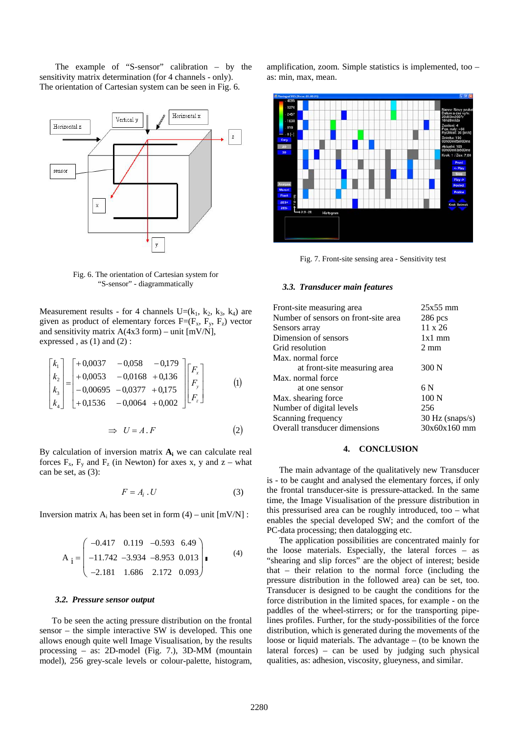The example of "S-sensor" calibration – by the sensitivity matrix determination (for 4 channels - only). The orientation of Cartesian system can be seen in Fig. 6.

Fig. 6. The orientation of Cartesian system for "S-sensor" - diagrammatically

Measurement results - for 4 channels U=($k_1$, $k_2$, $k_3$, $k_4$) are given as product of elementary forces F=($F_x$, $F_y$, $F_z$) vector and sensitivity matrix A(4x3 form) – unit [mV/N], expressed , as (1) and (2) :

$$\begin{bmatrix} k_1 \\ k_2 \\ k_3 \\ k_4 \end{bmatrix} = \begin{bmatrix} +0{,}0037 & -0{,}058 & -0{,}179 \\ +0{,}0053 & -0{,}0168 & +0{,}136 \\ -0{,}00695 & -0{,}0377 & +0{,}175 \\ +0{,}1536 & -0{,}0064 & +0{,}002 \end{bmatrix} \begin{bmatrix} F_x \\ F_y \\ F_z \end{bmatrix} \tag{1}$$

$$\Rightarrow \quad U = A \,.\, F \tag{2}$$

By calculation of inversion matrix $\mathbf{A_i}$ we can calculate real forces $F_x$, $F_y$ and $F_z$ (in Newton) for axes x, y and z – what can be set, as (3):

$$F = A_i \,.\, U \tag{3}$$

Inversion matrix $A_i$ has been set in form (4) – unit [mV/N] :

$$A_i = \begin{pmatrix} -0.417 & 0.119 & -0.593 & 6.49 \\ -11.742 & -3.934 & -8.953 & 0.013 \\ -2.181 & 1.686 & 2.172 & 0.093 \end{pmatrix} \tag{4}$$

### *3.2. Pressure sensor output*

To be seen the acting pressure distribution on the frontal sensor – the simple interactive SW is developed. This one allows enough quite well Image Visualisation, by the results processing – as: 2D-model (Fig. 7.), 3D-MM (mountain model), 256 grey-scale levels or colour-palette, histogram, amplification, zoom. Simple statistics is implemented, too – as: min, max, mean.

Fig. 7. Front-site sensing area - Sensitivity test

### *3.3. Transducer main features*

| | |
|---|---|
| Front-site measuring area | 25x55 mm |
| Number of sensors on front-site area | 286 pcs |
| Sensors array | 11 x 26 |
| Dimension of sensors | 1x1 mm |
| Grid resolution | 2 mm |
| Max. normal force at front-site measuring area | 300 N |
| Max. normal force at one sensor | 6 N |
| Max. shearing force | 100 N |
| Number of digital levels | 256 |
| Scanning frequency | 30 Hz (snaps/s) |
| Overall transducer dimensions | 30x60x160 mm |

## 4. CONCLUSION

The main advantage of the qualitatively new Transducer is - to be caught and analysed the elementary forces, if only the frontal transducer-site is pressure-attacked. In the same time, the Image Visualisation of the pressure distribution in this pressurised area can be roughly introduced, too – what enables the special developed SW; and the comfort of the PC-data processing; then datalogging etc.

The application possibilities are concentrated mainly for the loose materials. Especially, the lateral forces – as "shearing and slip forces" are the object of interest; beside that – their relation to the normal force (including the pressure distribution in the followed area) can be set, too. Transducer is designed to be caught the conditions for the force distribution in the limited spaces, for example - on the paddles of the wheel-stirrers; or for the transporting pipe-lines profiles. Further, for the study-possibilities of the force distribution, which is generated during the movements of the loose or liquid materials. The advantage – (to be known the lateral forces) – can be used by judging such physical qualities, as: adhesion, viscosity, glueyness, and similar.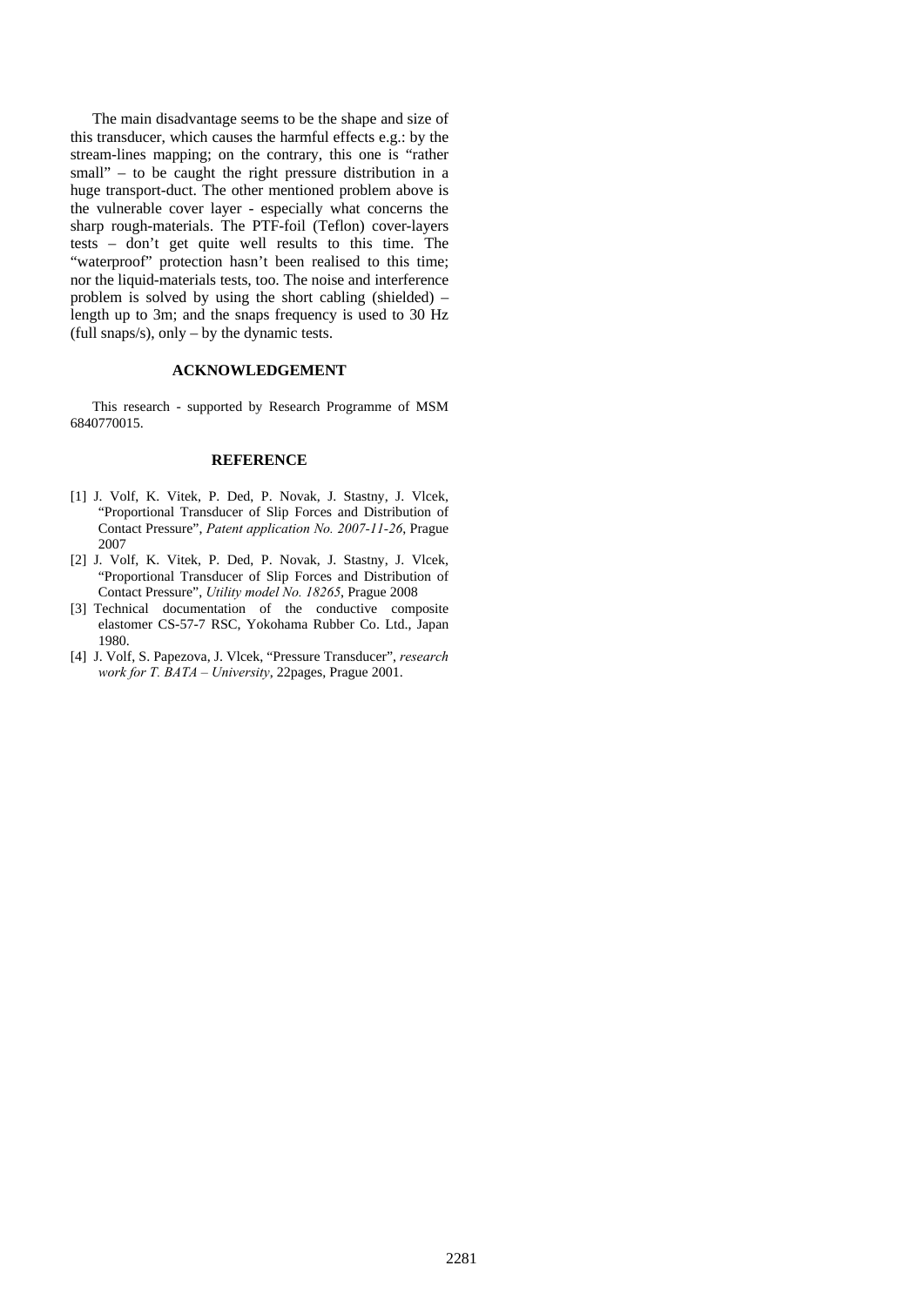The main disadvantage seems to be the shape and size of this transducer, which causes the harmful effects e.g.: by the stream-lines mapping; on the contrary, this one is "rather small" – to be caught the right pressure distribution in a huge transport-duct. The other mentioned problem above is the vulnerable cover layer - especially what concerns the sharp rough-materials. The PTF-foil (Teflon) cover-layers tests – don't get quite well results to this time. The "waterproof" protection hasn't been realised to this time; nor the liquid-materials tests, too. The noise and interference problem is solved by using the short cabling (shielded) – length up to 3m; and the snaps frequency is used to 30 Hz (full snaps/s), only – by the dynamic tests.

## ACKNOWLEDGEMENT

This research - supported by Research Programme of MSM 6840770015.

## REFERENCE

[1] J. Volf, K. Vitek, P. Ded, P. Novak, J. Stastny, J. Vlcek, "Proportional Transducer of Slip Forces and Distribution of Contact Pressure", *Patent application No. 2007-11-26*, Prague 2007

[2] J. Volf, K. Vitek, P. Ded, P. Novak, J. Stastny, J. Vlcek, "Proportional Transducer of Slip Forces and Distribution of Contact Pressure", *Utility model No. 18265*, Prague 2008

[3] Technical documentation of the conductive composite elastomer CS-57-7 RSC, Yokohama Rubber Co. Ltd., Japan 1980.

[4] J. Volf, S. Papezova, J. Vlcek, "Pressure Transducer", *research work for T. BATA – University*, 22pages, Prague 2001.